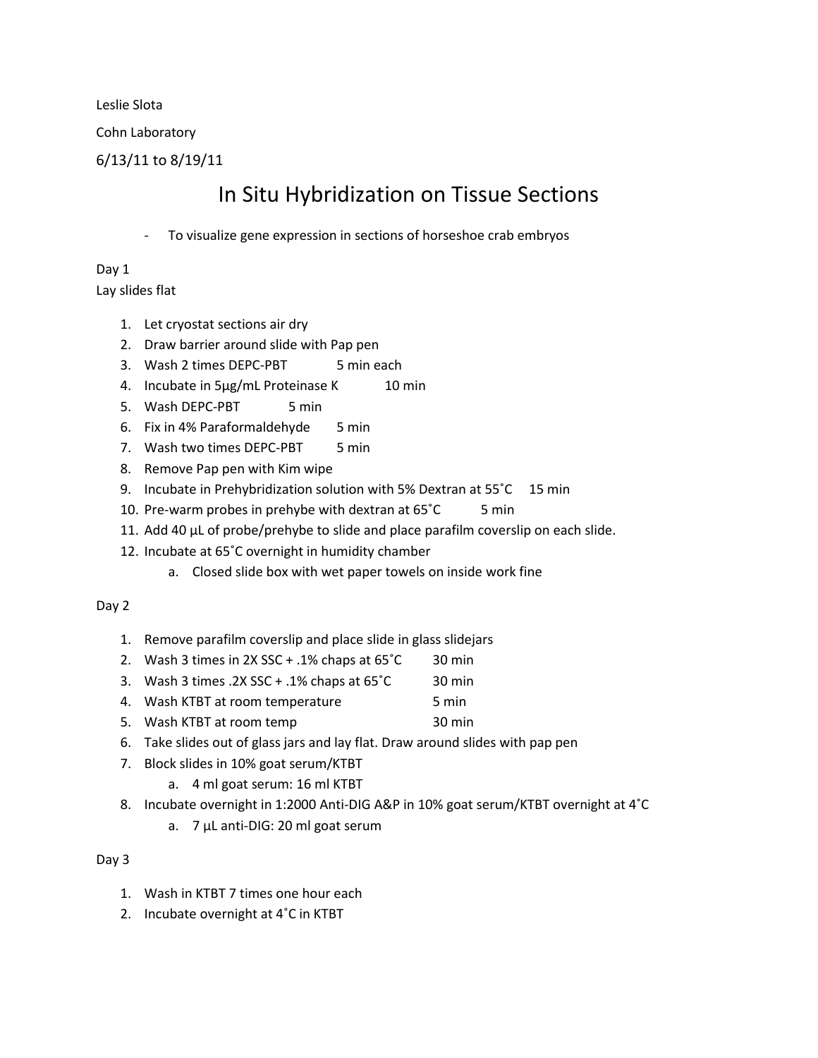Leslie Slota

Cohn Laboratory

6/13/11 to 8/19/11

# In Situ Hybridization on Tissue Sections

- To visualize gene expression in sections of horseshoe crab embryos

Day 1

Lay slides flat

1. Let cryostat sections air dry
2. Draw barrier around slide with Pap pen
3. Wash 2 times DEPC-PBT 5 min each
4. Incubate in 5μg/mL Proteinase K 10 min
5. Wash DEPC-PBT 5 min
6. Fix in 4% Paraformaldehyde 5 min
7. Wash two times DEPC-PBT 5 min
8. Remove Pap pen with Kim wipe
9. Incubate in Prehybridization solution with 5% Dextran at 55˚C 15 min
10. Pre-warm probes in prehybe with dextran at 65˚C 5 min
11. Add 40 μL of probe/prehybe to slide and place parafilm coverslip on each slide.
12. Incubate at 65˚C overnight in humidity chamber
    a. Closed slide box with wet paper towels on inside work fine

Day 2

1. Remove parafilm coverslip and place slide in glass slidejars
2. Wash 3 times in 2X SSC + .1% chaps at 65˚C 30 min
3. Wash 3 times .2X SSC + .1% chaps at 65˚C 30 min
4. Wash KTBT at room temperature 5 min
5. Wash KTBT at room temp 30 min
6. Take slides out of glass jars and lay flat. Draw around slides with pap pen
7. Block slides in 10% goat serum/KTBT
    a. 4 ml goat serum: 16 ml KTBT
8. Incubate overnight in 1:2000 Anti-DIG A&P in 10% goat serum/KTBT overnight at 4˚C
    a. 7 μL anti-DIG: 20 ml goat serum

Day 3

1. Wash in KTBT 7 times one hour each
2. Incubate overnight at 4˚C in KTBT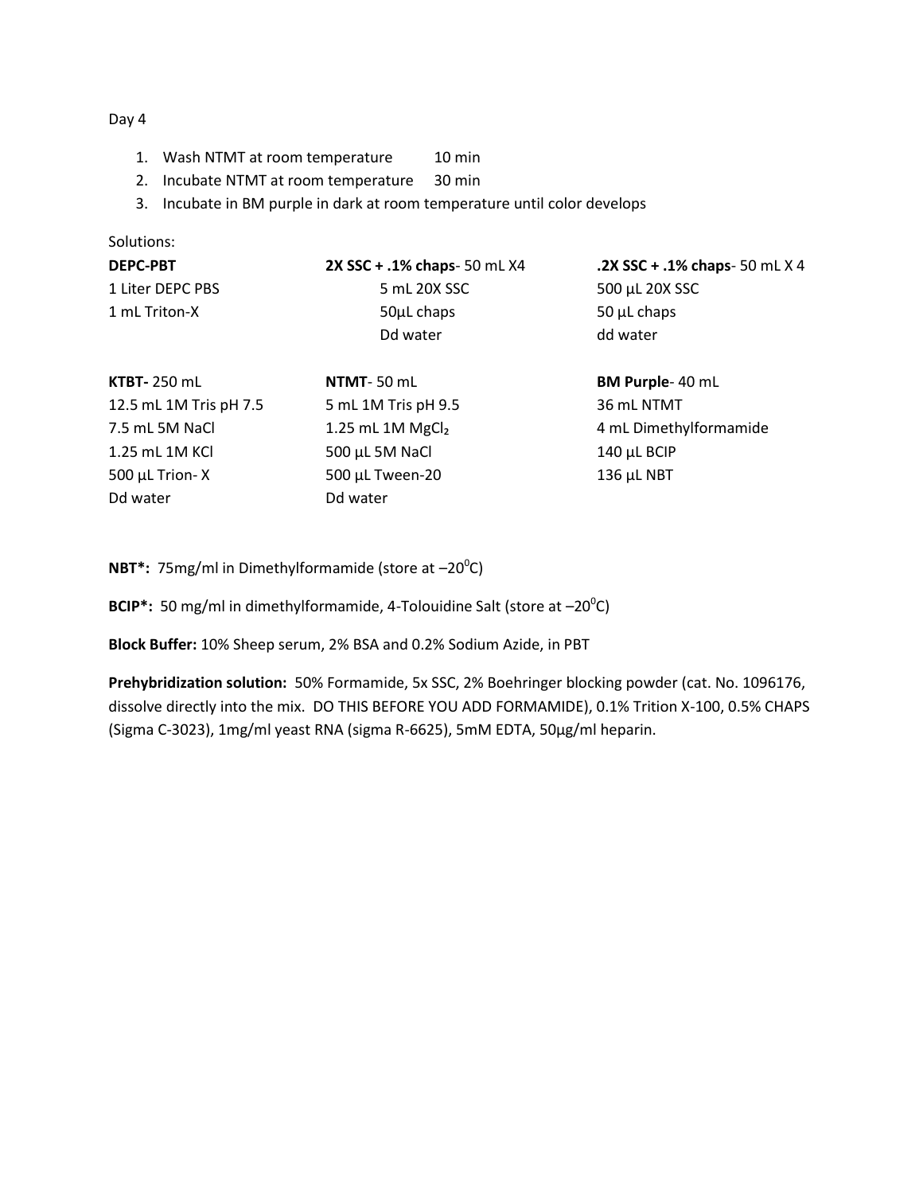Day 4

1. Wash NTMT at room temperature 10 min
2. Incubate NTMT at room temperature 30 min
3. Incubate in BM purple in dark at room temperature until color develops

Solutions:

| | | |
|---|---|---|
| **DEPC-PBT** | **2X SSC + .1% chaps**- 50 mL X4 | **.2X SSC + .1% chaps**- 50 mL X 4 |
| 1 Liter DEPC PBS | 5 mL 20X SSC | 500 µL 20X SSC |
| 1 mL Triton-X | 50µL chaps | 50 µL chaps |
| | Dd water | dd water |
| | | |
| **KTBT-** 250 mL | **NTMT**- 50 mL | **BM Purple**- 40 mL |
| 12.5 mL 1M Tris pH 7.5 | 5 mL 1M Tris pH 9.5 | 36 mL NTMT |
| 7.5 mL 5M NaCl | 1.25 mL 1M $MgCl_2$ | 4 mL Dimethylformamide |
| 1.25 mL 1M KCl | 500 µL 5M NaCl | 140 µL BCIP |
| 500 µL Trion- X | 500 µL Tween-20 | 136 µL NBT |
| Dd water | Dd water | |

**NBT*:** 75mg/ml in Dimethylformamide (store at $-20^0$C)

**BCIP*:** 50 mg/ml in dimethylformamide, 4-Tolouidine Salt (store at $-20^0$C)

**Block Buffer:** 10% Sheep serum, 2% BSA and 0.2% Sodium Azide, in PBT

**Prehybridization solution:** 50% Formamide, 5x SSC, 2% Boehringer blocking powder (cat. No. 1096176, dissolve directly into the mix. DO THIS BEFORE YOU ADD FORMAMIDE), 0.1% Trition X-100, 0.5% CHAPS (Sigma C-3023), 1mg/ml yeast RNA (sigma R-6625), 5mM EDTA, 50µg/ml heparin.